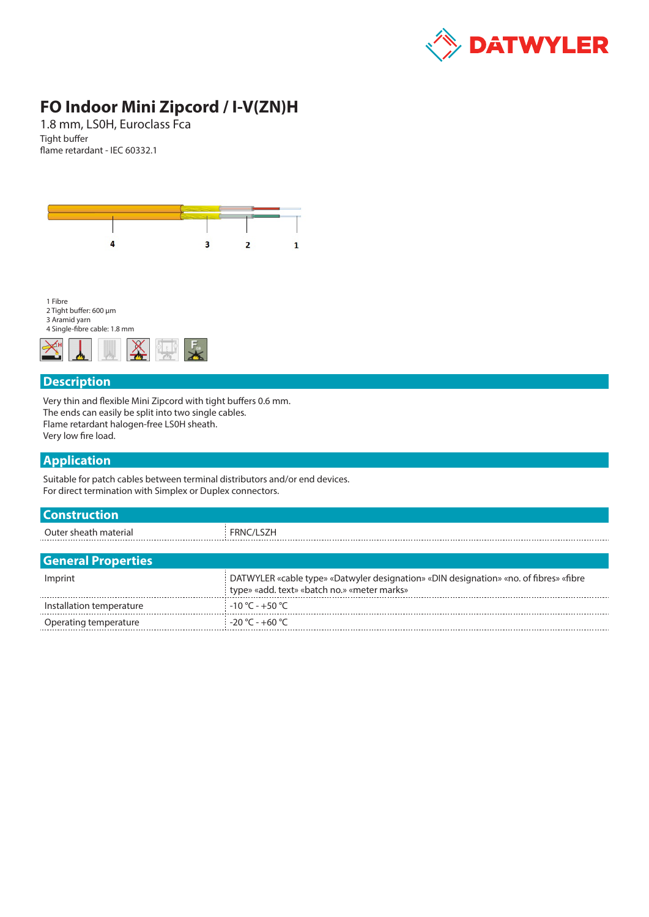# FO Indoor Mini Zipcord / I-V(ZN)H

1.8 mm, LS0H, Euroclass Fca

Tight buffer

flame retardant - IEC 60332.1

4 3 2 1

1 Fibre
2 Tight buffer: 600 µm
3 Aramid yarn
4 Single-fibre cable: 1.8 mm

## Description

Very thin and flexible Mini Zipcord with tight buffers 0.6 mm.
The ends can easily be split into two single cables.
Flame retardant halogen-free LS0H sheath.
Very low fire load.

## Application

Suitable for patch cables between terminal distributors and/or end devices.
For direct termination with Simplex or Duplex connectors.

## Construction

| | |
|---|---|
| Outer sheath material | FRNC/LSZH |

## General Properties

| | |
|---|---|
| Imprint | DATWYLER «cable type» «Datwyler designation» «DIN designation» «no. of fibres» «fibre type» «add. text» «batch no.» «meter marks» |
| Installation temperature | -10 °C - +50 °C |
| Operating temperature | -20 °C - +60 °C |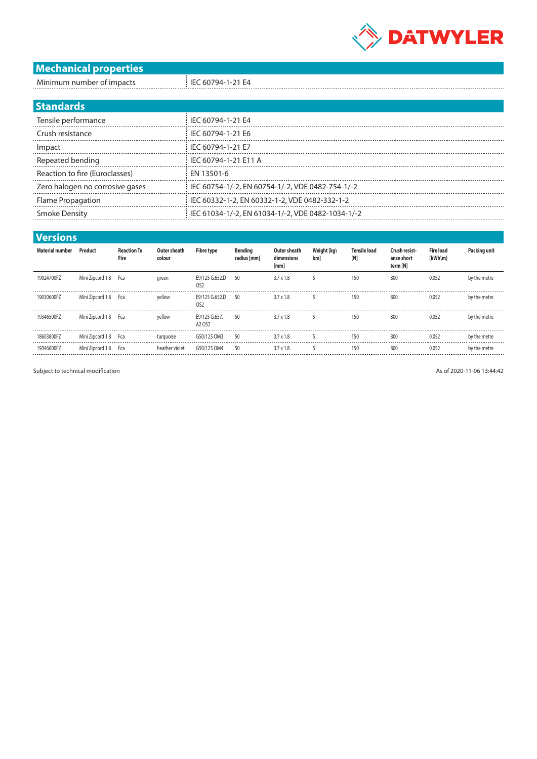## Mechanical properties

| | |
|---|---|
| Minimum number of impacts | IEC 60794-1-21 E4 |

## Standards

| | |
|---|---|
| Tensile performance | IEC 60794-1-21 E4 |
| Crush resistance | IEC 60794-1-21 E6 |
| Impact | IEC 60794-1-21 E7 |
| Repeated bending | IEC 60794-1-21 E11 A |
| Reaction to fire (Euroclasses) | EN 13501-6 |
| Zero halogen no corrosive gases | IEC 60754-1/-2, EN 60754-1/-2, VDE 0482-754-1/-2 |
| Flame Propagation | IEC 60332-1-2, EN 60332-1-2, VDE 0482-332-1-2 |
| Smoke Density | IEC 61034-1/-2, EN 61034-1/-2, VDE 0482-1034-1/-2 |

## Versions

| Material number | Product | Reaction To Fire | Outer sheath colour | Fibre type | Bending radius [mm] | Outer sheath dimensions [mm] | Weight [kg\km] | Tensile load [N] | Crush resistance short term [N] | Fire load [kWh\m] | Packing unit |
|---|---|---|---|---|---|---|---|---|---|---|---|
| 19024700FZ | Mini Zipcord 1.8 | Fca | green | E9/125 G.652.D OS2 | 50 | 3.7 x 1.8 | 5 | 150 | 800 | 0.052 | by the metre |
| 19030600FZ | Mini Zipcord 1.8 | Fca | yellow | E9/125 G.652.D OS2 | 50 | 3.7 x 1.8 | 5 | 150 | 800 | 0.052 | by the metre |
| 19346500FZ | Mini Zipcord 1.8 | Fca | yellow | E9/125 G.657. A2 OS2 | 50 | 3.7 x 1.8 | 5 | 150 | 800 | 0.052 | by the metre |
| 18603800FZ | Mini Zipcord 1.8 | Fca | turquoise | G50/125 OM3 | 50 | 3.7 x 1.8 | 5 | 150 | 800 | 0.052 | by the metre |
| 19346800FZ | Mini Zipcord 1.8 | Fca | heather violet | G50/125 OM4 | 50 | 3.7 x 1.8 | 5 | 150 | 800 | 0.052 | by the metre |

Subject to technical modification

As of 2020-11-06 13:44:42